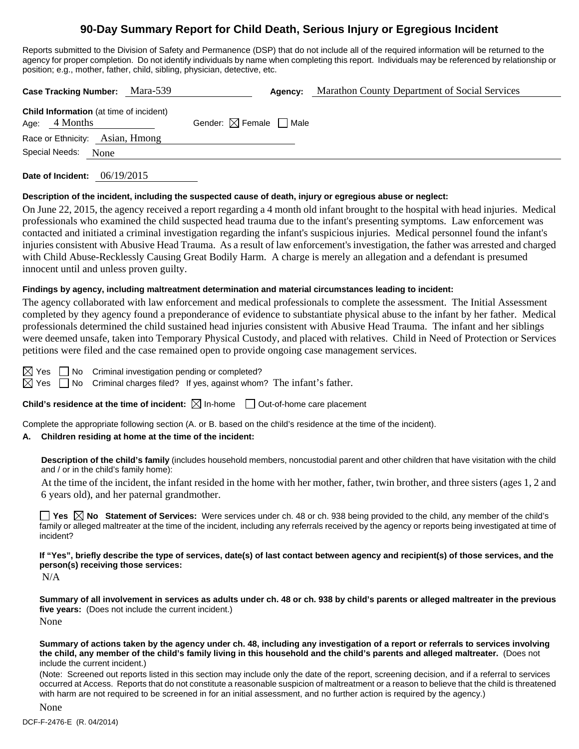# 90-Day Summary Report for Child Death, Serious Injury or Egregious Incident

Reports submitted to the Division of Safety and Permanence (DSP) that do not include all of the required information will be returned to the agency for proper completion. Do not identify individuals by name when completing this report. Individuals may be referenced by relationship or position; e.g., mother, father, child, sibling, physician, detective, etc.

**Case Tracking Number:** Mara-539 **Agency:** Marathon County Department of Social Services

**Child Information** (at time of incident)
Age: 4 Months Gender: ☒ Female ☐ Male
Race or Ethnicity: Asian, Hmong
Special Needs: None

**Date of Incident:** 06/19/2015

**Description of the incident, including the suspected cause of death, injury or egregious abuse or neglect:**

On June 22, 2015, the agency received a report regarding a 4 month old infant brought to the hospital with head injuries. Medical professionals who examined the child suspected head trauma due to the infant's presenting symptoms. Law enforcement was contacted and initiated a criminal investigation regarding the infant's suspicious injuries. Medical personnel found the infant's injuries consistent with Abusive Head Trauma. As a result of law enforcement's investigation, the father was arrested and charged with Child Abuse-Recklessly Causing Great Bodily Harm. A charge is merely an allegation and a defendant is presumed innocent until and unless proven guilty.

**Findings by agency, including maltreatment determination and material circumstances leading to incident:**

The agency collaborated with law enforcement and medical professionals to complete the assessment. The Initial Assessment completed by they agency found a preponderance of evidence to substantiate physical abuse to the infant by her father. Medical professionals determined the child sustained head injuries consistent with Abusive Head Trauma. The infant and her siblings were deemed unsafe, taken into Temporary Physical Custody, and placed with relatives. Child in Need of Protection or Services petitions were filed and the case remained open to provide ongoing case management services.

☒ Yes ☐ No Criminal investigation pending or completed?
☒ Yes ☐ No Criminal charges filed? If yes, against whom? The infant's father.

**Child's residence at the time of incident:** ☒ In-home ☐ Out-of-home care placement

Complete the appropriate following section (A. or B. based on the child's residence at the time of the incident).

**A. Children residing at home at the time of the incident:**

**Description of the child's family** (includes household members, noncustodial parent and other children that have visitation with the child and / or in the child's family home):

At the time of the incident, the infant resided in the home with her mother, father, twin brother, and three sisters (ages 1, 2 and 6 years old), and her paternal grandmother.

☐ **Yes** ☒ **No** **Statement of Services:** Were services under ch. 48 or ch. 938 being provided to the child, any member of the child's family or alleged maltreater at the time of the incident, including any referrals received by the agency or reports being investigated at time of incident?

**If "Yes", briefly describe the type of services, date(s) of last contact between agency and recipient(s) of those services, and the person(s) receiving those services:**

N/A

**Summary of all involvement in services as adults under ch. 48 or ch. 938 by child's parents or alleged maltreater in the previous five years:** (Does not include the current incident.)

None

**Summary of actions taken by the agency under ch. 48, including any investigation of a report or referrals to services involving the child, any member of the child's family living in this household and the child's parents and alleged maltreater.** (Does not include the current incident.)

(Note: Screened out reports listed in this section may include only the date of the report, screening decision, and if a referral to services occurred at Access. Reports that do not constitute a reasonable suspicion of maltreatment or a reason to believe that the child is threatened with harm are not required to be screened in for an initial assessment, and no further action is required by the agency.)

None

DCF-F-2476-E (R. 04/2014)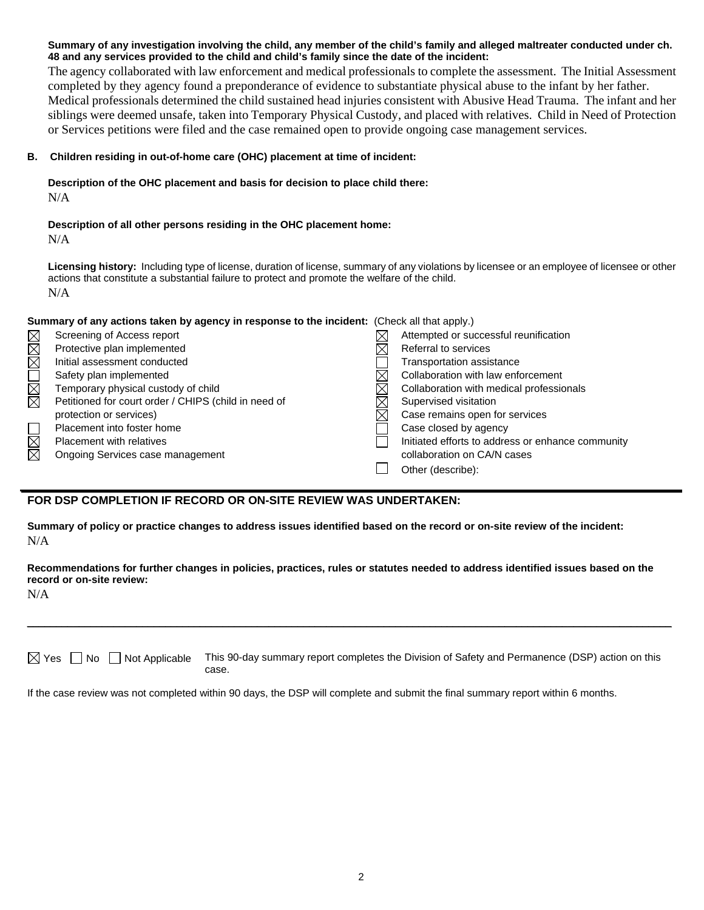**Summary of any investigation involving the child, any member of the child's family and alleged maltreater conducted under ch. 48 and any services provided to the child and child's family since the date of the incident:**

The agency collaborated with law enforcement and medical professionals to complete the assessment. The Initial Assessment completed by they agency found a preponderance of evidence to substantiate physical abuse to the infant by her father. Medical professionals determined the child sustained head injuries consistent with Abusive Head Trauma. The infant and her siblings were deemed unsafe, taken into Temporary Physical Custody, and placed with relatives. Child in Need of Protection or Services petitions were filed and the case remained open to provide ongoing case management services.

**B. Children residing in out-of-home care (OHC) placement at time of incident:**

**Description of the OHC placement and basis for decision to place child there:**
N/A

**Description of all other persons residing in the OHC placement home:**
N/A

**Licensing history:** Including type of license, duration of license, summary of any violations by licensee or an employee of licensee or other actions that constitute a substantial failure to protect and promote the welfare of the child.
N/A

**Summary of any actions taken by agency in response to the incident:** (Check all that apply.)

- ☒ Screening of Access report
- ☒ Protective plan implemented
- ☒ Initial assessment conducted
- ☐ Safety plan implemented
- ☒ Temporary physical custody of child
- ☒ Petitioned for court order / CHIPS (child in need of protection or services)
- ☐ Placement into foster home
- ☒ Placement with relatives
- ☒ Ongoing Services case management
- ☒ Attempted or successful reunification
- ☒ Referral to services
- ☐ Transportation assistance
- ☒ Collaboration with law enforcement
- ☒ Collaboration with medical professionals
- ☒ Supervised visitation
- ☒ Case remains open for services
- ☐ Case closed by agency
- ☐ Initiated efforts to address or enhance community collaboration on CA/N cases
- ☐ Other (describe):

## FOR DSP COMPLETION IF RECORD OR ON-SITE REVIEW WAS UNDERTAKEN:

**Summary of policy or practice changes to address issues identified based on the record or on-site review of the incident:**
N/A

**Recommendations for further changes in policies, practices, rules or statutes needed to address identified issues based on the record or on-site review:**
N/A

---

☒ Yes ☐ No ☐ Not Applicable This 90-day summary report completes the Division of Safety and Permanence (DSP) action on this case.

If the case review was not completed within 90 days, the DSP will complete and submit the final summary report within 6 months.